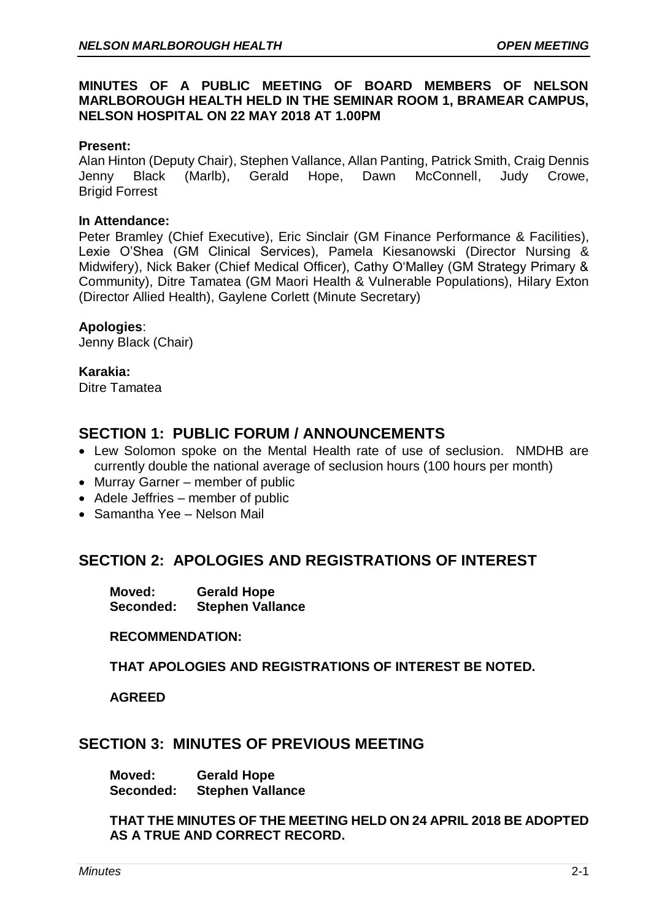**MINUTES OF A PUBLIC MEETING OF BOARD MEMBERS OF NELSON MARLBOROUGH HEALTH HELD IN THE SEMINAR ROOM 1, BRAMEAR CAMPUS, NELSON HOSPITAL ON 22 MAY 2018 AT 1.00PM**

**Present:**
Alan Hinton (Deputy Chair), Stephen Vallance, Allan Panting, Patrick Smith, Craig Dennis Jenny Black (Marlb), Gerald Hope, Dawn McConnell, Judy Crowe, Brigid Forrest

**In Attendance:**
Peter Bramley (Chief Executive), Eric Sinclair (GM Finance Performance & Facilities), Lexie O'Shea (GM Clinical Services), Pamela Kiesanowski (Director Nursing & Midwifery), Nick Baker (Chief Medical Officer), Cathy O'Malley (GM Strategy Primary & Community), Ditre Tamatea (GM Maori Health & Vulnerable Populations), Hilary Exton (Director Allied Health), Gaylene Corlett (Minute Secretary)

**Apologies**:
Jenny Black (Chair)

**Karakia:**
Ditre Tamatea

## SECTION 1: PUBLIC FORUM / ANNOUNCEMENTS

- Lew Solomon spoke on the Mental Health rate of use of seclusion. NMDHB are currently double the national average of seclusion hours (100 hours per month)
- Murray Garner – member of public
- Adele Jeffries – member of public
- Samantha Yee – Nelson Mail

## SECTION 2: APOLOGIES AND REGISTRATIONS OF INTEREST

**Moved: Gerald Hope**
**Seconded: Stephen Vallance**

**RECOMMENDATION:**

**THAT APOLOGIES AND REGISTRATIONS OF INTEREST BE NOTED.**

**AGREED**

## SECTION 3: MINUTES OF PREVIOUS MEETING

**Moved: Gerald Hope**
**Seconded: Stephen Vallance**

**THAT THE MINUTES OF THE MEETING HELD ON 24 APRIL 2018 BE ADOPTED AS A TRUE AND CORRECT RECORD.**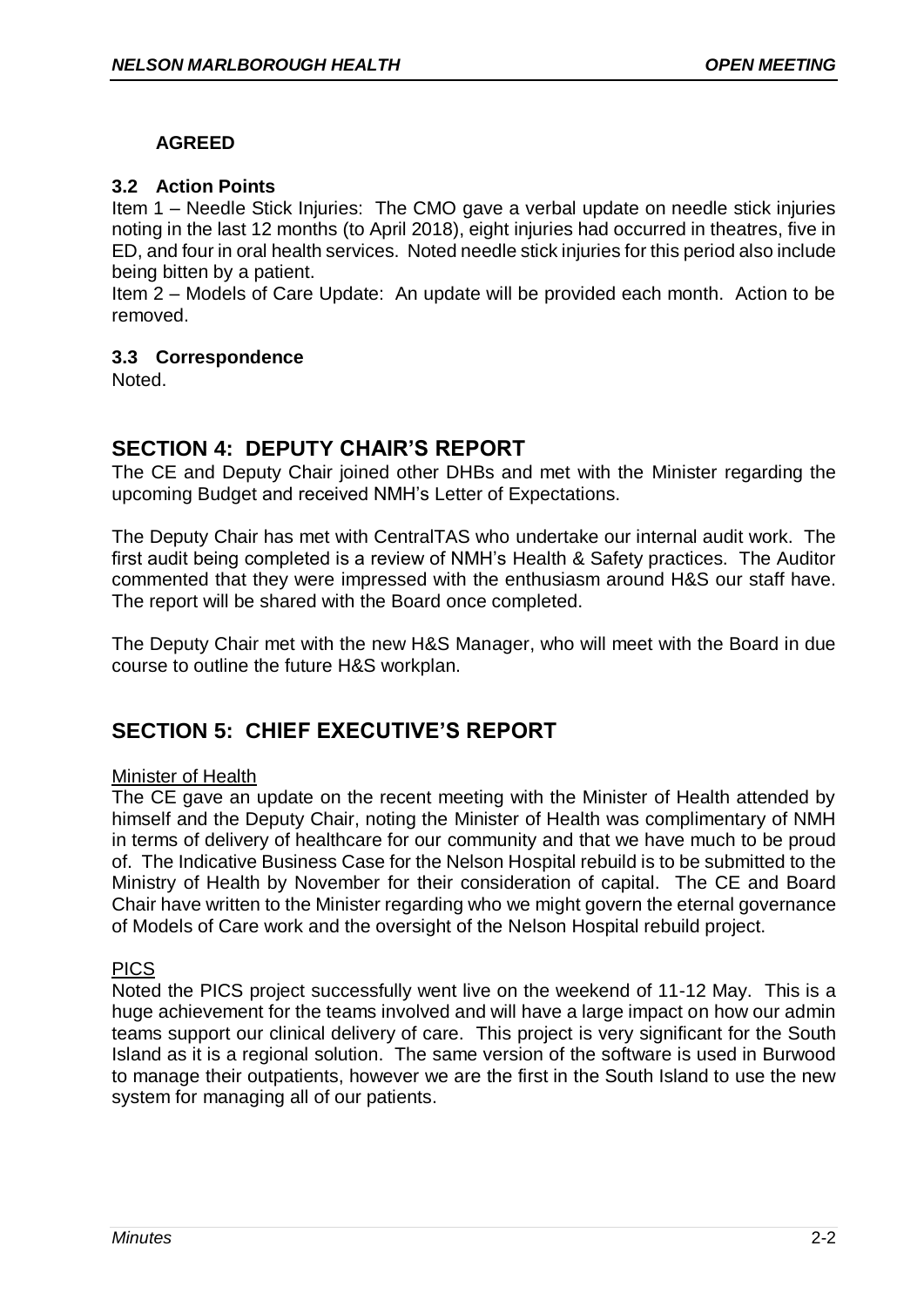**AGREED**

### 3.2 Action Points

Item 1 – Needle Stick Injuries: The CMO gave a verbal update on needle stick injuries noting in the last 12 months (to April 2018), eight injuries had occurred in theatres, five in ED, and four in oral health services. Noted needle stick injuries for this period also include being bitten by a patient.

Item 2 – Models of Care Update: An update will be provided each month. Action to be removed.

### 3.3 Correspondence

Noted.

## SECTION 4: DEPUTY CHAIR'S REPORT

The CE and Deputy Chair joined other DHBs and met with the Minister regarding the upcoming Budget and received NMH's Letter of Expectations.

The Deputy Chair has met with CentralTAS who undertake our internal audit work. The first audit being completed is a review of NMH's Health & Safety practices. The Auditor commented that they were impressed with the enthusiasm around H&S our staff have. The report will be shared with the Board once completed.

The Deputy Chair met with the new H&S Manager, who will meet with the Board in due course to outline the future H&S workplan.

## SECTION 5: CHIEF EXECUTIVE'S REPORT

Minister of Health

The CE gave an update on the recent meeting with the Minister of Health attended by himself and the Deputy Chair, noting the Minister of Health was complimentary of NMH in terms of delivery of healthcare for our community and that we have much to be proud of. The Indicative Business Case for the Nelson Hospital rebuild is to be submitted to the Ministry of Health by November for their consideration of capital. The CE and Board Chair have written to the Minister regarding who we might govern the eternal governance of Models of Care work and the oversight of the Nelson Hospital rebuild project.

PICS

Noted the PICS project successfully went live on the weekend of 11-12 May. This is a huge achievement for the teams involved and will have a large impact on how our admin teams support our clinical delivery of care. This project is very significant for the South Island as it is a regional solution. The same version of the software is used in Burwood to manage their outpatients, however we are the first in the South Island to use the new system for managing all of our patients.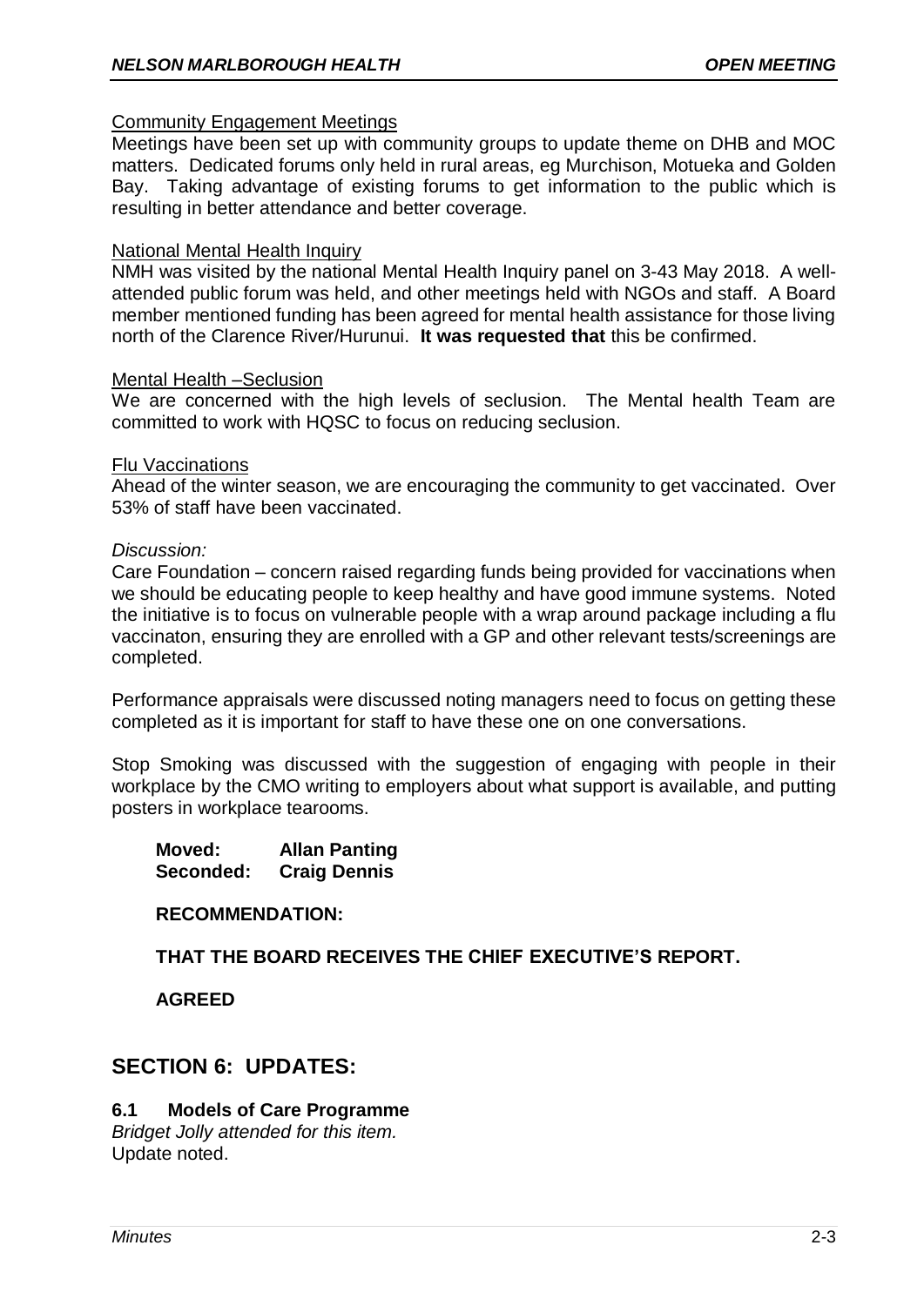Community Engagement Meetings

Meetings have been set up with community groups to update theme on DHB and MOC matters. Dedicated forums only held in rural areas, eg Murchison, Motueka and Golden Bay. Taking advantage of existing forums to get information to the public which is resulting in better attendance and better coverage.

National Mental Health Inquiry

NMH was visited by the national Mental Health Inquiry panel on 3-43 May 2018. A well-attended public forum was held, and other meetings held with NGOs and staff. A Board member mentioned funding has been agreed for mental health assistance for those living north of the Clarence River/Hurunui. **It was requested that** this be confirmed.

Mental Health –Seclusion

We are concerned with the high levels of seclusion. The Mental health Team are committed to work with HQSC to focus on reducing seclusion.

Flu Vaccinations

Ahead of the winter season, we are encouraging the community to get vaccinated. Over 53% of staff have been vaccinated.

*Discussion:*

Care Foundation – concern raised regarding funds being provided for vaccinations when we should be educating people to keep healthy and have good immune systems. Noted the initiative is to focus on vulnerable people with a wrap around package including a flu vaccinaton, ensuring they are enrolled with a GP and other relevant tests/screenings are completed.

Performance appraisals were discussed noting managers need to focus on getting these completed as it is important for staff to have these one on one conversations.

Stop Smoking was discussed with the suggestion of engaging with people in their workplace by the CMO writing to employers about what support is available, and putting posters in workplace tearooms.

**Moved: Allan Panting**
**Seconded: Craig Dennis**

**RECOMMENDATION:**

**THAT THE BOARD RECEIVES THE CHIEF EXECUTIVE'S REPORT.**

**AGREED**

## SECTION 6: UPDATES:

### 6.1 Models of Care Programme

*Bridget Jolly attended for this item.*
Update noted.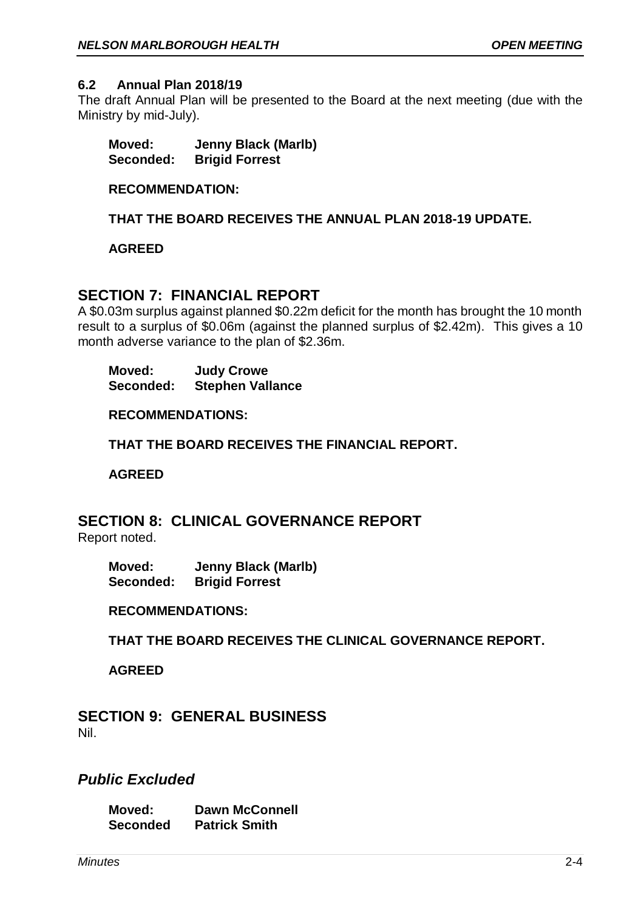### 6.2 Annual Plan 2018/19

The draft Annual Plan will be presented to the Board at the next meeting (due with the Ministry by mid-July).

**Moved:** **Jenny Black (Marlb)**
**Seconded:** **Brigid Forrest**

**RECOMMENDATION:**

**THAT THE BOARD RECEIVES THE ANNUAL PLAN 2018-19 UPDATE.**

**AGREED**

## SECTION 7: FINANCIAL REPORT

A $0.03m surplus against planned $0.22m deficit for the month has brought the 10 month result to a surplus of $0.06m (against the planned surplus of $2.42m). This gives a 10 month adverse variance to the plan of $2.36m.

**Moved:** **Judy Crowe**
**Seconded:** **Stephen Vallance**

**RECOMMENDATIONS:**

**THAT THE BOARD RECEIVES THE FINANCIAL REPORT.**

**AGREED**

## SECTION 8: CLINICAL GOVERNANCE REPORT

Report noted.

**Moved:** **Jenny Black (Marlb)**
**Seconded:** **Brigid Forrest**

**RECOMMENDATIONS:**

**THAT THE BOARD RECEIVES THE CLINICAL GOVERNANCE REPORT.**

**AGREED**

## SECTION 9: GENERAL BUSINESS

Nil.

## *Public Excluded*

**Moved:** **Dawn McConnell**
**Seconded** **Patrick Smith**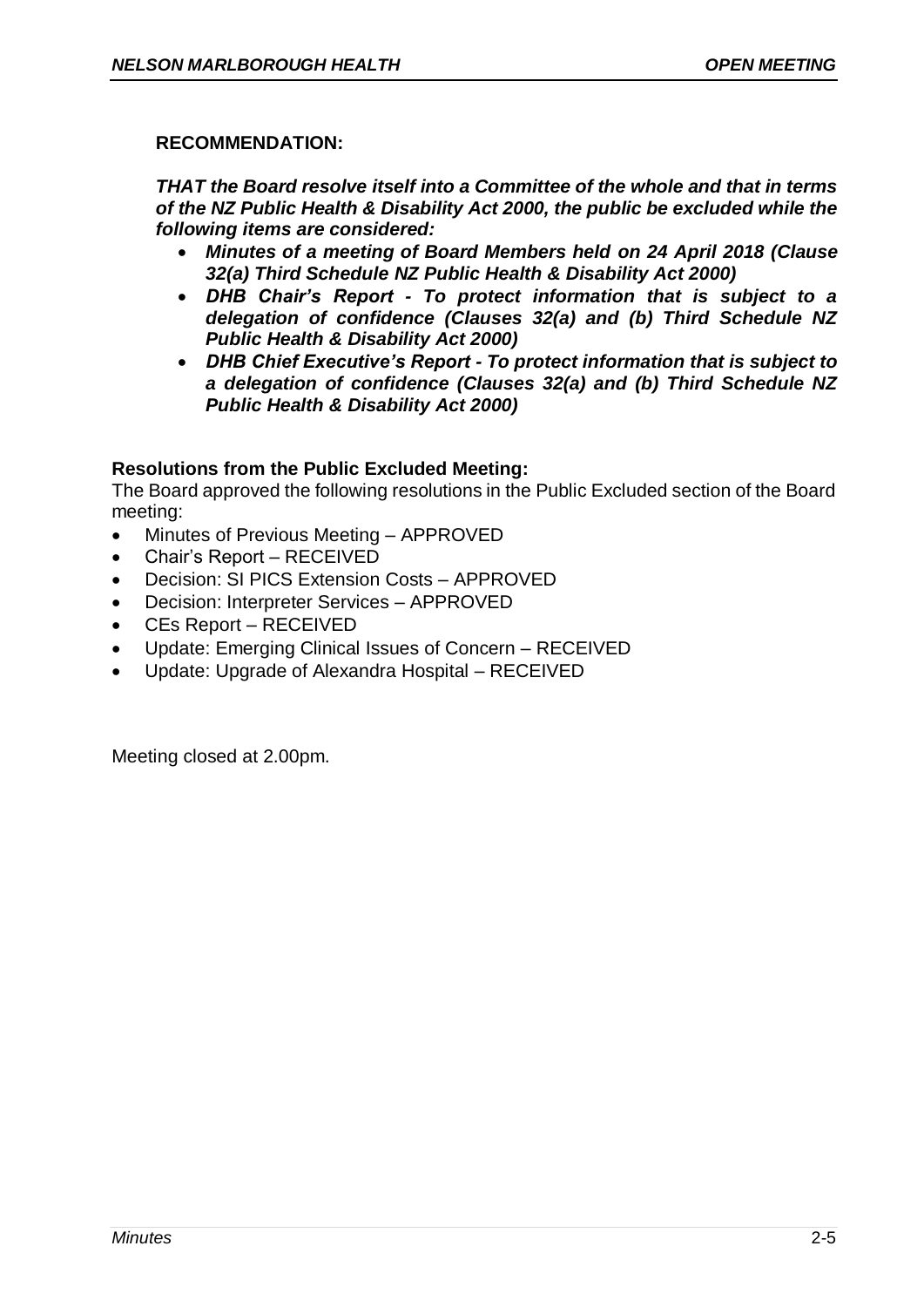**RECOMMENDATION:**

***THAT the Board resolve itself into a Committee of the whole and that in terms of the NZ Public Health & Disability Act 2000, the public be excluded while the following items are considered:***

- ***Minutes of a meeting of Board Members held on 24 April 2018 (Clause 32(a) Third Schedule NZ Public Health & Disability Act 2000)***
- ***DHB Chair's Report - To protect information that is subject to a delegation of confidence (Clauses 32(a) and (b) Third Schedule NZ Public Health & Disability Act 2000)***
- ***DHB Chief Executive's Report - To protect information that is subject to a delegation of confidence (Clauses 32(a) and (b) Third Schedule NZ Public Health & Disability Act 2000)***

**Resolutions from the Public Excluded Meeting:**

The Board approved the following resolutions in the Public Excluded section of the Board meeting:

- Minutes of Previous Meeting – APPROVED
- Chair's Report – RECEIVED
- Decision: SI PICS Extension Costs – APPROVED
- Decision: Interpreter Services – APPROVED
- CEs Report – RECEIVED
- Update: Emerging Clinical Issues of Concern – RECEIVED
- Update: Upgrade of Alexandra Hospital – RECEIVED

Meeting closed at 2.00pm.